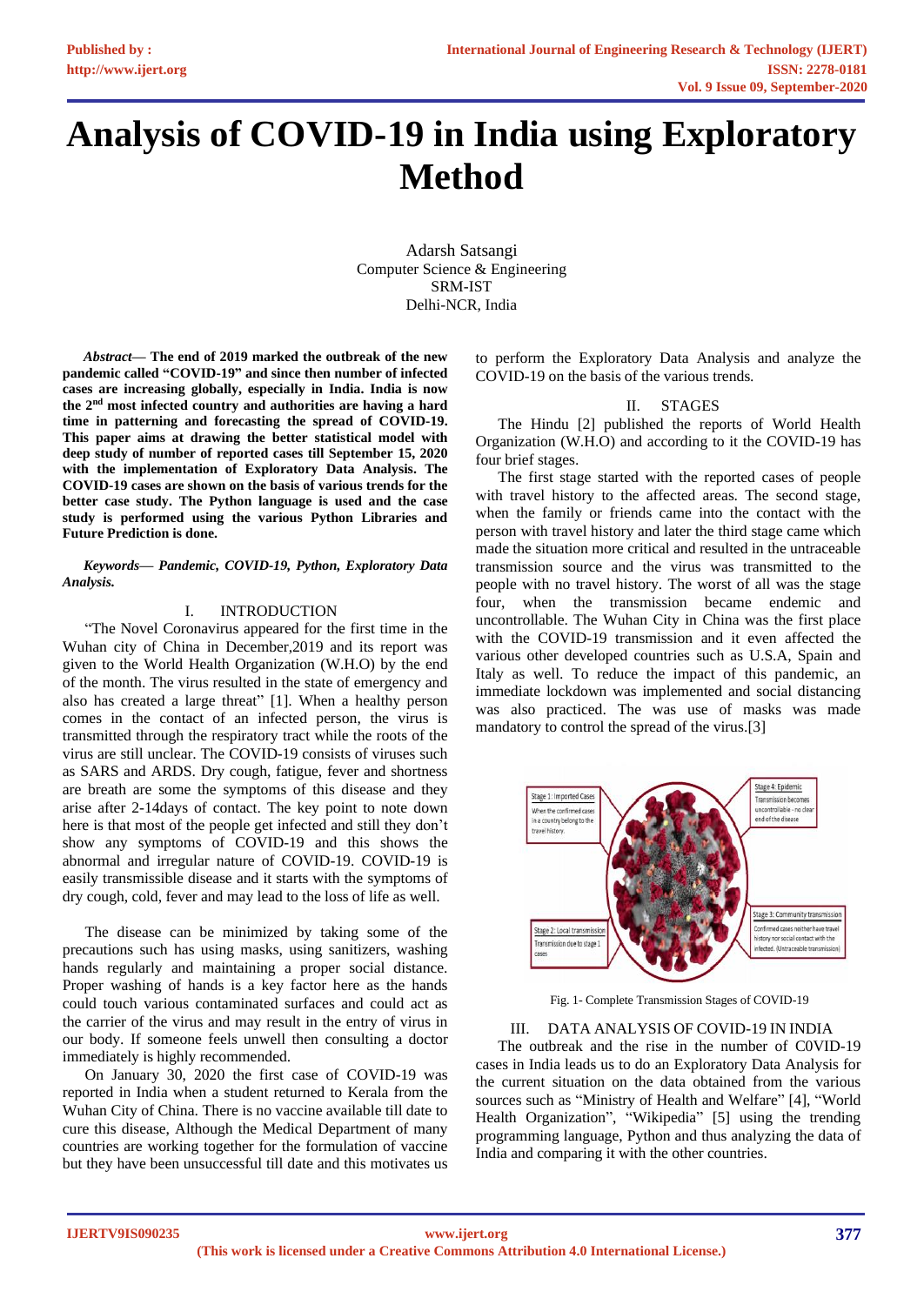# Analysis of COVID-19 in India using Exploratory Method

Adarsh Satsangi
Computer Science & Engineering
SRM-IST
Delhi-NCR, India

***Abstract*— The end of 2019 marked the outbreak of the new pandemic called "COVID-19" and since then number of infected cases are increasing globally, especially in India. India is now the 2nd most infected country and authorities are having a hard time in patterning and forecasting the spread of COVID-19. This paper aims at drawing the better statistical model with deep study of number of reported cases till September 15, 2020 with the implementation of Exploratory Data Analysis. The COVID-19 cases are shown on the basis of various trends for the better case study. The Python language is used and the case study is performed using the various Python Libraries and Future Prediction is done.**

***Keywords*— *Pandemic, COVID-19, Python, Exploratory Data Analysis.***

## I. INTRODUCTION

"The Novel Coronavirus appeared for the first time in the Wuhan city of China in December,2019 and its report was given to the World Health Organization (W.H.O) by the end of the month. The virus resulted in the state of emergency and also has created a large threat" [1]. When a healthy person comes in the contact of an infected person, the virus is transmitted through the respiratory tract while the roots of the virus are still unclear. The COVID-19 consists of viruses such as SARS and ARDS. Dry cough, fatigue, fever and shortness are breath are some the symptoms of this disease and they arise after 2-14days of contact. The key point to note down here is that most of the people get infected and still they don't show any symptoms of COVID-19 and this shows the abnormal and irregular nature of COVID-19. COVID-19 is easily transmissible disease and it starts with the symptoms of dry cough, cold, fever and may lead to the loss of life as well.

The disease can be minimized by taking some of the precautions such has using masks, using sanitizers, washing hands regularly and maintaining a proper social distance. Proper washing of hands is a key factor here as the hands could touch various contaminated surfaces and could act as the carrier of the virus and may result in the entry of virus in our body. If someone feels unwell then consulting a doctor immediately is highly recommended.

On January 30, 2020 the first case of COVID-19 was reported in India when a student returned to Kerala from the Wuhan City of China. There is no vaccine available till date to cure this disease, Although the Medical Department of many countries are working together for the formulation of vaccine but they have been unsuccessful till date and this motivates us to perform the Exploratory Data Analysis and analyze the COVID-19 on the basis of the various trends.

## II. STAGES

The Hindu [2] published the reports of World Health Organization (W.H.O) and according to it the COVID-19 has four brief stages.

The first stage started with the reported cases of people with travel history to the affected areas. The second stage, when the family or friends came into the contact with the person with travel history and later the third stage came which made the situation more critical and resulted in the untraceable transmission source and the virus was transmitted to the people with no travel history. The worst of all was the stage four, when the transmission became endemic and uncontrollable. The Wuhan City in China was the first place with the COVID-19 transmission and it even affected the various other developed countries such as U.S.A, Spain and Italy as well. To reduce the impact of this pandemic, an immediate lockdown was implemented and social distancing was also practiced. The was use of masks was made mandatory to control the spread of the virus.[3]

Stage 1: Imported Cases
When the confirmed cases in a country belong to the travel history.

Stage 2: Local transmission
Transmission due to stage 1 cases

Stage 3: Community transmission
Confirmed cases neither have travel history nor social contact with the infected. (Untraceable transmission)

Stage 4: Epidemic
Transmission becomes uncontrollable - no clear end of the disease

Fig. 1- Complete Transmission Stages of COVID-19

## III. DATA ANALYSIS OF COVID-19 IN INDIA

The outbreak and the rise in the number of C0VID-19 cases in India leads us to do an Exploratory Data Analysis for the current situation on the data obtained from the various sources such as "Ministry of Health and Welfare" [4], "World Health Organization", "Wikipedia" [5] using the trending programming language, Python and thus analyzing the data of India and comparing it with the other countries.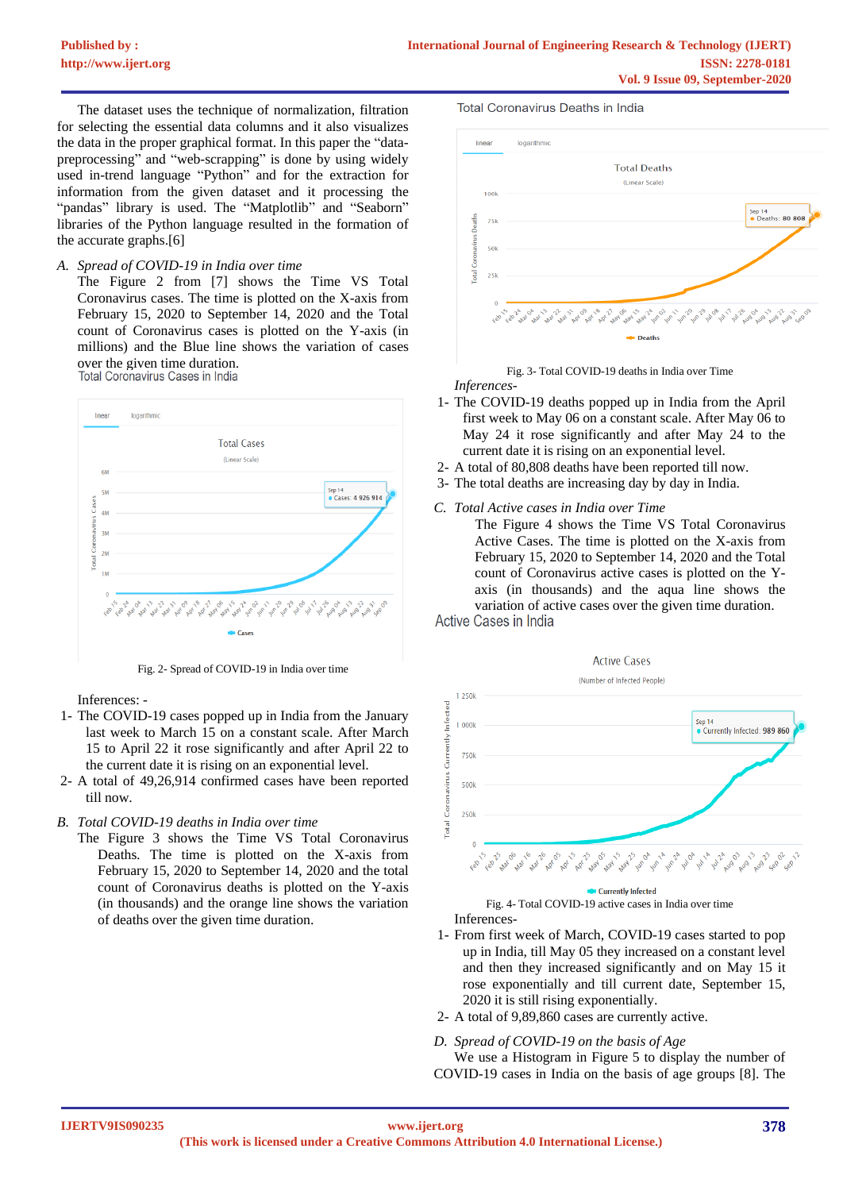The dataset uses the technique of normalization, filtration for selecting the essential data columns and it also visualizes the data in the proper graphical format. In this paper the "data-preprocessing" and "web-scrapping" is done by using widely used in-trend language "Python" and for the extraction for information from the given dataset and it processing the "pandas" library is used. The "Matplotlib" and "Seaborn" libraries of the Python language resulted in the formation of the accurate graphs.[6]

### *A. Spread of COVID-19 in India over time*

The Figure 2 from [7] shows the Time VS Total Coronavirus cases. The time is plotted on the X-axis from February 15, 2020 to September 14, 2020 and the Total count of Coronavirus cases is plotted on the Y-axis (in millions) and the Blue line shows the variation of cases over the given time duration.

Fig. 2- Spread of COVID-19 in India over time

Inferences: -

1- The COVID-19 cases popped up in India from the January last week to March 15 on a constant scale. After March 15 to April 22 it rose significantly and after April 22 to the current date it is rising on an exponential level.

2- A total of 49,26,914 confirmed cases have been reported till now.

### *B. Total COVID-19 deaths in India over time*

The Figure 3 shows the Time VS Total Coronavirus Deaths. The time is plotted on the X-axis from February 15, 2020 to September 14, 2020 and the total count of Coronavirus deaths is plotted on the Y-axis (in thousands) and the orange line shows the variation of deaths over the given time duration.

Fig. 3- Total COVID-19 deaths in India over Time

*Inferences-*

1- The COVID-19 deaths popped up in India from the April first week to May 06 on a constant scale. After May 06 to May 24 it rose significantly and after May 24 to the current date it is rising on an exponential level.

2- A total of 80,808 deaths have been reported till now.

3- The total deaths are increasing day by day in India.

### *C. Total Active cases in India over Time*

The Figure 4 shows the Time VS Total Coronavirus Active Cases. The time is plotted on the X-axis from February 15, 2020 to September 14, 2020 and the Total count of Coronavirus active cases is plotted on the Y-axis (in thousands) and the aqua line shows the variation of active cases over the given time duration.

Fig. 4- Total COVID-19 active cases in India over time

Inferences-

1- From first week of March, COVID-19 cases started to pop up in India, till May 05 they increased on a constant level and then they increased significantly and on May 15 it rose exponentially and till current date, September 15, 2020 it is still rising exponentially.

2- A total of 9,89,860 cases are currently active.

### *D. Spread of COVID-19 on the basis of Age*

We use a Histogram in Figure 5 to display the number of COVID-19 cases in India on the basis of age groups [8]. The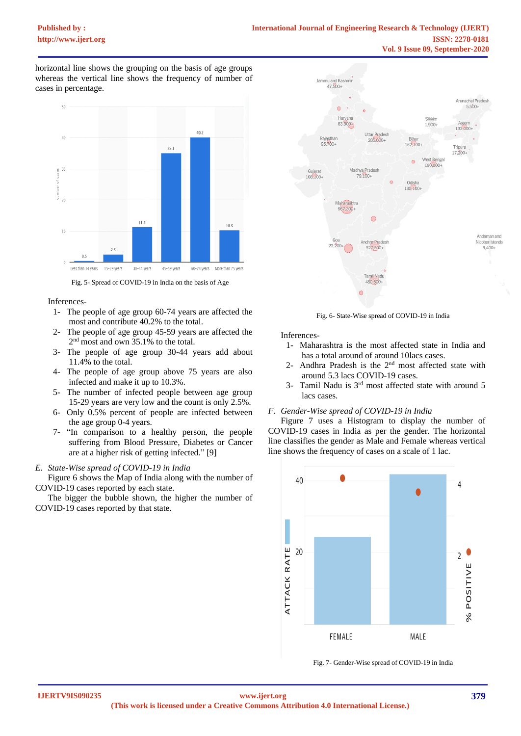horizontal line shows the grouping on the basis of age groups whereas the vertical line shows the frequency of number of cases in percentage.

Fig. 5- Spread of COVID-19 in India on the basis of Age

Inferences-

1- The people of age group 60-74 years are affected the most and contribute 40.2% to the total.
2- The people of age group 45-59 years are affected the 2nd most and own 35.1% to the total.
3- The people of age group 30-44 years add about 11.4% to the total.
4- The people of age group above 75 years are also infected and make it up to 10.3%.
5- The number of infected people between age group 15-29 years are very low and the count is only 2.5%.
6- Only 0.5% percent of people are infected between the age group 0-4 years.
7- "In comparison to a healthy person, the people suffering from Blood Pressure, Diabetes or Cancer are at a higher risk of getting infected." [9]

### *E. State-Wise spread of COVID-19 in India*

Figure 6 shows the Map of India along with the number of COVID-19 cases reported by each state.

The bigger the bubble shown, the higher the number of COVID-19 cases reported by that state.

Fig. 6- State-Wise spread of COVID-19 in India

Inferences-

1- Maharashtra is the most affected state in India and has a total around of around 10lacs cases.
2- Andhra Pradesh is the 2nd most affected state with around 5.3 lacs COVID-19 cases.
3- Tamil Nadu is 3rd most affected state with around 5 lacs cases.

### *F. Gender-Wise spread of COVID-19 in India*

Figure 7 uses a Histogram to display the number of COVID-19 cases in India as per the gender. The horizontal line classifies the gender as Male and Female whereas vertical line shows the frequency of cases on a scale of 1 lac.

Fig. 7- Gender-Wise spread of COVID-19 in India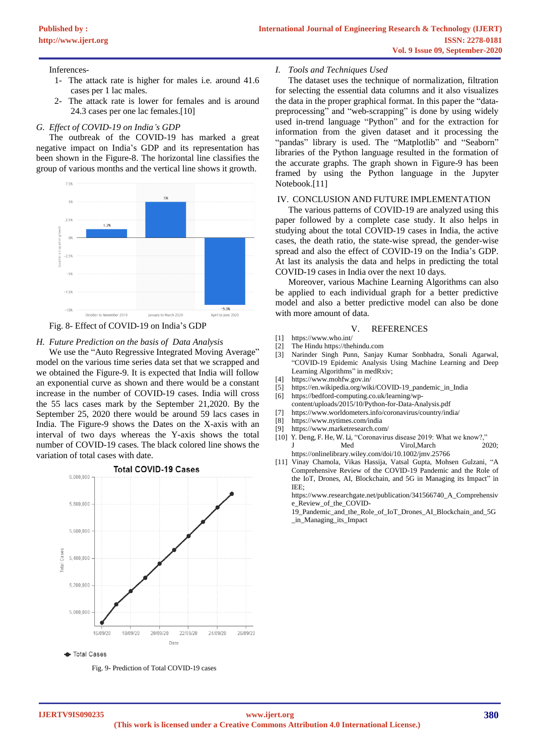Inferences-

1- The attack rate is higher for males i.e. around 41.6 cases per 1 lac males.
2- The attack rate is lower for females and is around 24.3 cases per one lac females.[10]

### G. *Effect of COVID-19 on India's GDP*

The outbreak of the COVID-19 has marked a great negative impact on India's GDP and its representation has been shown in the Figure-8. The horizontal line classifies the group of various months and the vertical line shows it growth.

7.5%
5%
2.5%
0%
-2.5%
-5%
-7.5%
-10%
Quarter on quarter growth
1.2%
5%
-9.3%
October to November 2019
January to March 2020
April to June 2020

Fig. 8- Effect of COVID-19 on India's GDP

### H. *Future Prediction on the basis of Data Analysis*

We use the "Auto Regressive Integrated Moving Average" model on the various time series data set that we scrapped and we obtained the Figure-9. It is expected that India will follow an exponential curve as shown and there would be a constant increase in the number of COVID-19 cases. India will cross the 55 lacs cases mark by the September 21,2020. By the September 25, 2020 there would be around 59 lacs cases in India. The Figure-9 shows the Dates on the X-axis with an interval of two days whereas the Y-axis shows the total number of COVID-19 cases. The black colored line shows the variation of total cases with date.

Total COVID-19 Cases
6,000,000
5,800,000
5,600,000
5,400,000
5,200,000
5,000,000
Total Cases
16/09/20
18/09/20
20/09/20
22/09/20
24/09/20
26/09/20
Date
Total Cases

Fig. 9- Prediction of Total COVID-19 cases

### I. *Tools and Techniques Used*

The dataset uses the technique of normalization, filtration for selecting the essential data columns and it also visualizes the data in the proper graphical format. In this paper the "data-preprocessing" and "web-scrapping" is done by using widely used in-trend language "Python" and for the extraction for information from the given dataset and it processing the "pandas" library is used. The "Matplotlib" and "Seaborn" libraries of the Python language resulted in the formation of the accurate graphs. The graph shown in Figure-9 has been framed by using the Python language in the Jupyter Notebook.[11]

## IV. CONCLUSION AND FUTURE IMPLEMENTATION

The various patterns of COVID-19 are analyzed using this paper followed by a complete case study. It also helps in studying about the total COVID-19 cases in India, the active cases, the death ratio, the state-wise spread, the gender-wise spread and also the effect of COVID-19 on the India's GDP. At last its analysis the data and helps in predicting the total COVID-19 cases in India over the next 10 days.

Moreover, various Machine Learning Algorithms can also be applied to each individual graph for a better predictive model and also a better predictive model can also be done with more amount of data.

## V. REFERENCES

[1] https://www.who.int/
[2] The Hindu https://thehindu.com
[3] Narinder Singh Punn, Sanjay Kumar Sonbhadra, Sonali Agarwal, "COVID-19 Epidemic Analysis Using Machine Learning and Deep Learning Algorithms" in medRxiv;
[4] https://www.mohfw.gov.in/
[5] https://en.wikipedia.org/wiki/COVID-19_pandemic_in_India
[6] https://bedford-computing.co.uk/learning/wp-content/uploads/2015/10/Python-for-Data-Analysis.pdf
[7] https://www.worldometers.info/coronavirus/country/india/
[8] https://www.nytimes.com/india
[9] https://www.marketresearch.com/
[10] Y. Deng, F. He, W. Li, "Coronavirus disease 2019: What we know?," J Med Virol,March 2020; https://onlinelibrary.wiley.com/doi/10.1002/jmv.25766
[11] Vinay Chamola, Vikas Hassija, Vatsal Gupta, Mohsen Gulzani, "A Comprehensive Review of the COVID-19 Pandemic and the Role of the IoT, Drones, AI, Blockchain, and 5G in Managing its Impact" in IEE; https://www.researchgate.net/publication/341566740_A_Comprehensive_Review_of_the_COVID-19_Pandemic_and_the_Role_of_IoT_Drones_AI_Blockchain_and_5G_in_Managing_its_Impact